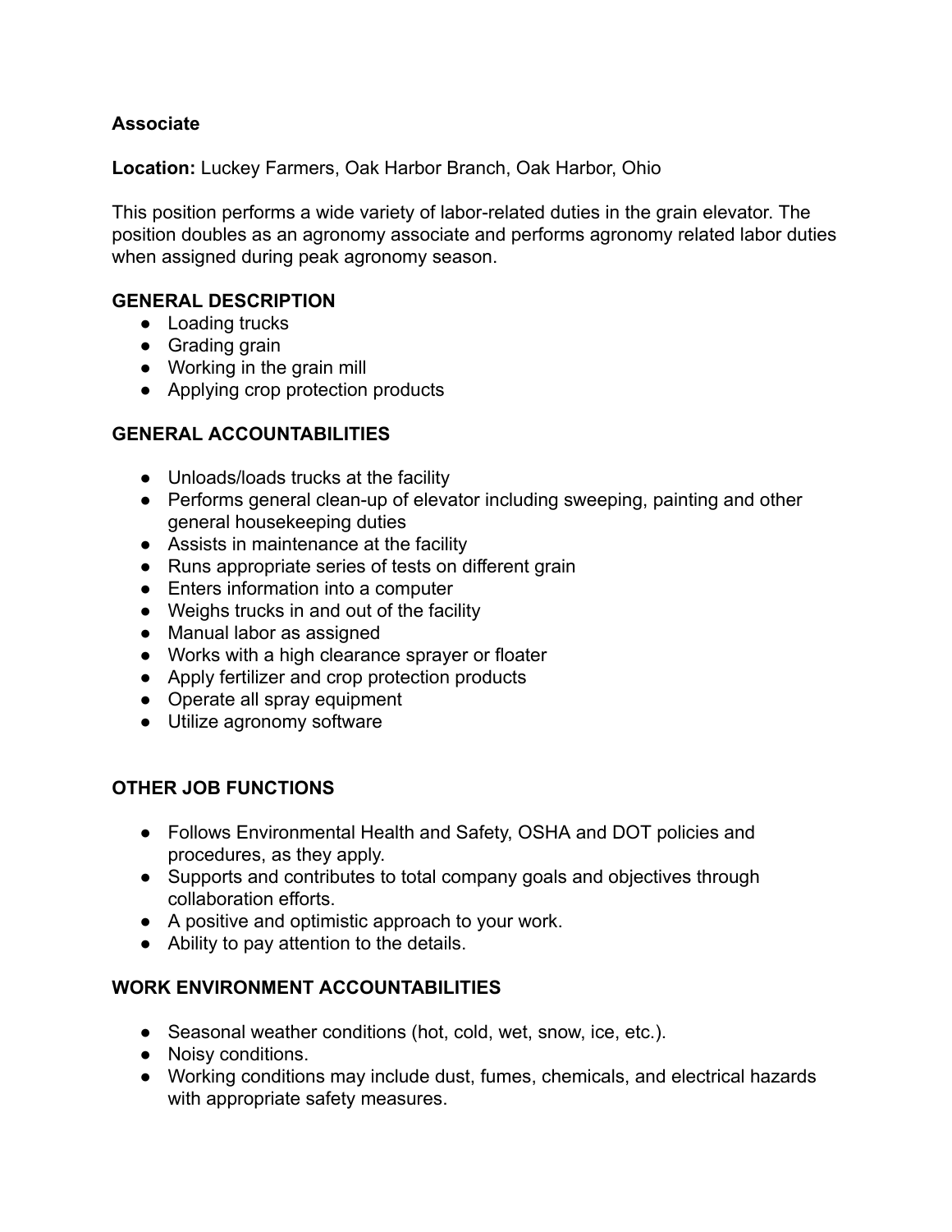**Associate**

**Location:** Luckey Farmers, Oak Harbor Branch, Oak Harbor, Ohio

This position performs a wide variety of labor-related duties in the grain elevator. The position doubles as an agronomy associate and performs agronomy related labor duties when assigned during peak agronomy season.

**GENERAL DESCRIPTION**

- Loading trucks
- Grading grain
- Working in the grain mill
- Applying crop protection products

**GENERAL ACCOUNTABILITIES**

- Unloads/loads trucks at the facility
- Performs general clean-up of elevator including sweeping, painting and other general housekeeping duties
- Assists in maintenance at the facility
- Runs appropriate series of tests on different grain
- Enters information into a computer
- Weighs trucks in and out of the facility
- Manual labor as assigned
- Works with a high clearance sprayer or floater
- Apply fertilizer and crop protection products
- Operate all spray equipment
- Utilize agronomy software

**OTHER JOB FUNCTIONS**

- Follows Environmental Health and Safety, OSHA and DOT policies and procedures, as they apply.
- Supports and contributes to total company goals and objectives through collaboration efforts.
- A positive and optimistic approach to your work.
- Ability to pay attention to the details.

**WORK ENVIRONMENT ACCOUNTABILITIES**

- Seasonal weather conditions (hot, cold, wet, snow, ice, etc.).
- Noisy conditions.
- Working conditions may include dust, fumes, chemicals, and electrical hazards with appropriate safety measures.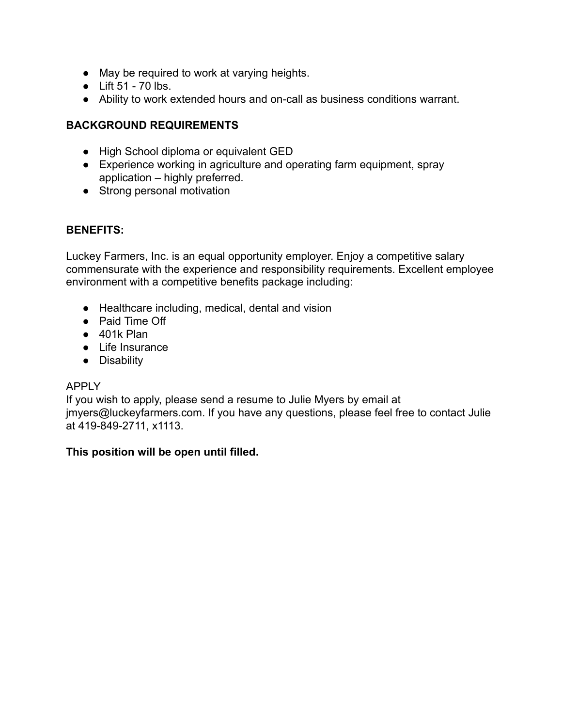- May be required to work at varying heights.
- Lift 51 - 70 lbs.
- Ability to work extended hours and on-call as business conditions warrant.

**BACKGROUND REQUIREMENTS**

- High School diploma or equivalent GED
- Experience working in agriculture and operating farm equipment, spray application – highly preferred.
- Strong personal motivation

**BENEFITS:**

Luckey Farmers, Inc. is an equal opportunity employer. Enjoy a competitive salary commensurate with the experience and responsibility requirements. Excellent employee environment with a competitive benefits package including:

- Healthcare including, medical, dental and vision
- Paid Time Off
- 401k Plan
- Life Insurance
- Disability

APPLY

If you wish to apply, please send a resume to Julie Myers by email at jmyers@luckeyfarmers.com. If you have any questions, please feel free to contact Julie at 419-849-2711, x1113.

**This position will be open until filled.**